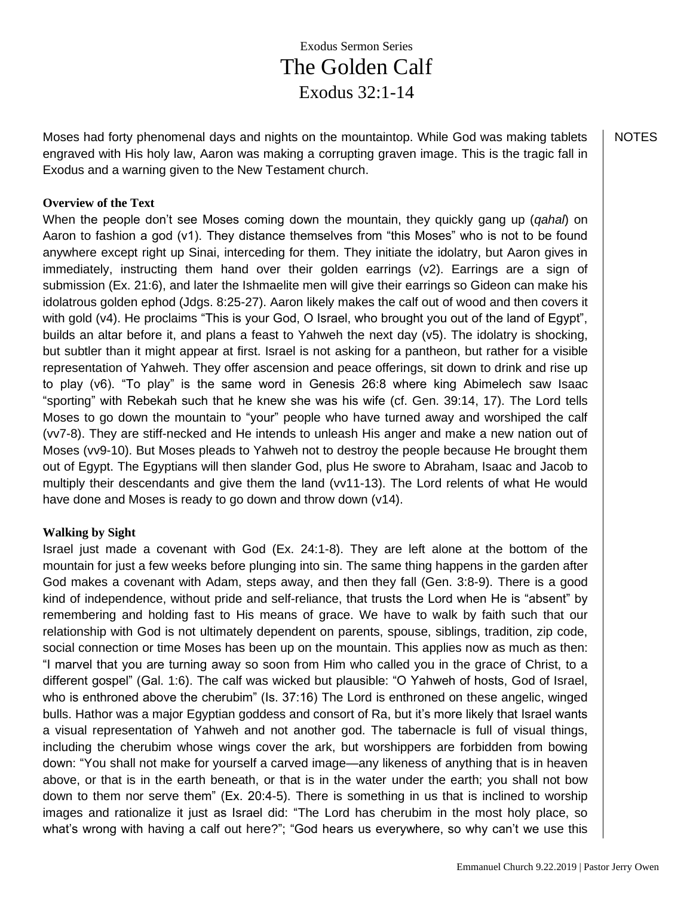Exodus Sermon Series

# The Golden Calf

Exodus 32:1-14

NOTES

Moses had forty phenomenal days and nights on the mountaintop. While God was making tablets engraved with His holy law, Aaron was making a corrupting graven image. This is the tragic fall in Exodus and a warning given to the New Testament church.

**Overview of the Text**

When the people don't see Moses coming down the mountain, they quickly gang up (*qahal*) on Aaron to fashion a god (v1). They distance themselves from "this Moses" who is not to be found anywhere except right up Sinai, interceding for them. They initiate the idolatry, but Aaron gives in immediately, instructing them hand over their golden earrings (v2). Earrings are a sign of submission (Ex. 21:6), and later the Ishmaelite men will give their earrings so Gideon can make his idolatrous golden ephod (Jdgs. 8:25-27). Aaron likely makes the calf out of wood and then covers it with gold (v4). He proclaims "This is your God, O Israel, who brought you out of the land of Egypt", builds an altar before it, and plans a feast to Yahweh the next day (v5). The idolatry is shocking, but subtler than it might appear at first. Israel is not asking for a pantheon, but rather for a visible representation of Yahweh. They offer ascension and peace offerings, sit down to drink and rise up to play (v6). "To play" is the same word in Genesis 26:8 where king Abimelech saw Isaac "sporting" with Rebekah such that he knew she was his wife (cf. Gen. 39:14, 17). The Lord tells Moses to go down the mountain to "your" people who have turned away and worshiped the calf (vv7-8). They are stiff-necked and He intends to unleash His anger and make a new nation out of Moses (vv9-10). But Moses pleads to Yahweh not to destroy the people because He brought them out of Egypt. The Egyptians will then slander God, plus He swore to Abraham, Isaac and Jacob to multiply their descendants and give them the land (vv11-13). The Lord relents of what He would have done and Moses is ready to go down and throw down (v14).

**Walking by Sight**

Israel just made a covenant with God (Ex. 24:1-8). They are left alone at the bottom of the mountain for just a few weeks before plunging into sin. The same thing happens in the garden after God makes a covenant with Adam, steps away, and then they fall (Gen. 3:8-9). There is a good kind of independence, without pride and self-reliance, that trusts the Lord when He is "absent" by remembering and holding fast to His means of grace. We have to walk by faith such that our relationship with God is not ultimately dependent on parents, spouse, siblings, tradition, zip code, social connection or time Moses has been up on the mountain. This applies now as much as then: "I marvel that you are turning away so soon from Him who called you in the grace of Christ, to a different gospel" (Gal. 1:6). The calf was wicked but plausible: "O Yahweh of hosts, God of Israel, who is enthroned above the cherubim" (Is. 37:16) The Lord is enthroned on these angelic, winged bulls. Hathor was a major Egyptian goddess and consort of Ra, but it's more likely that Israel wants a visual representation of Yahweh and not another god. The tabernacle is full of visual things, including the cherubim whose wings cover the ark, but worshippers are forbidden from bowing down: "You shall not make for yourself a carved image—any likeness of anything that is in heaven above, or that is in the earth beneath, or that is in the water under the earth; you shall not bow down to them nor serve them" (Ex. 20:4-5). There is something in us that is inclined to worship images and rationalize it just as Israel did: "The Lord has cherubim in the most holy place, so what's wrong with having a calf out here?"; "God hears us everywhere, so why can't we use this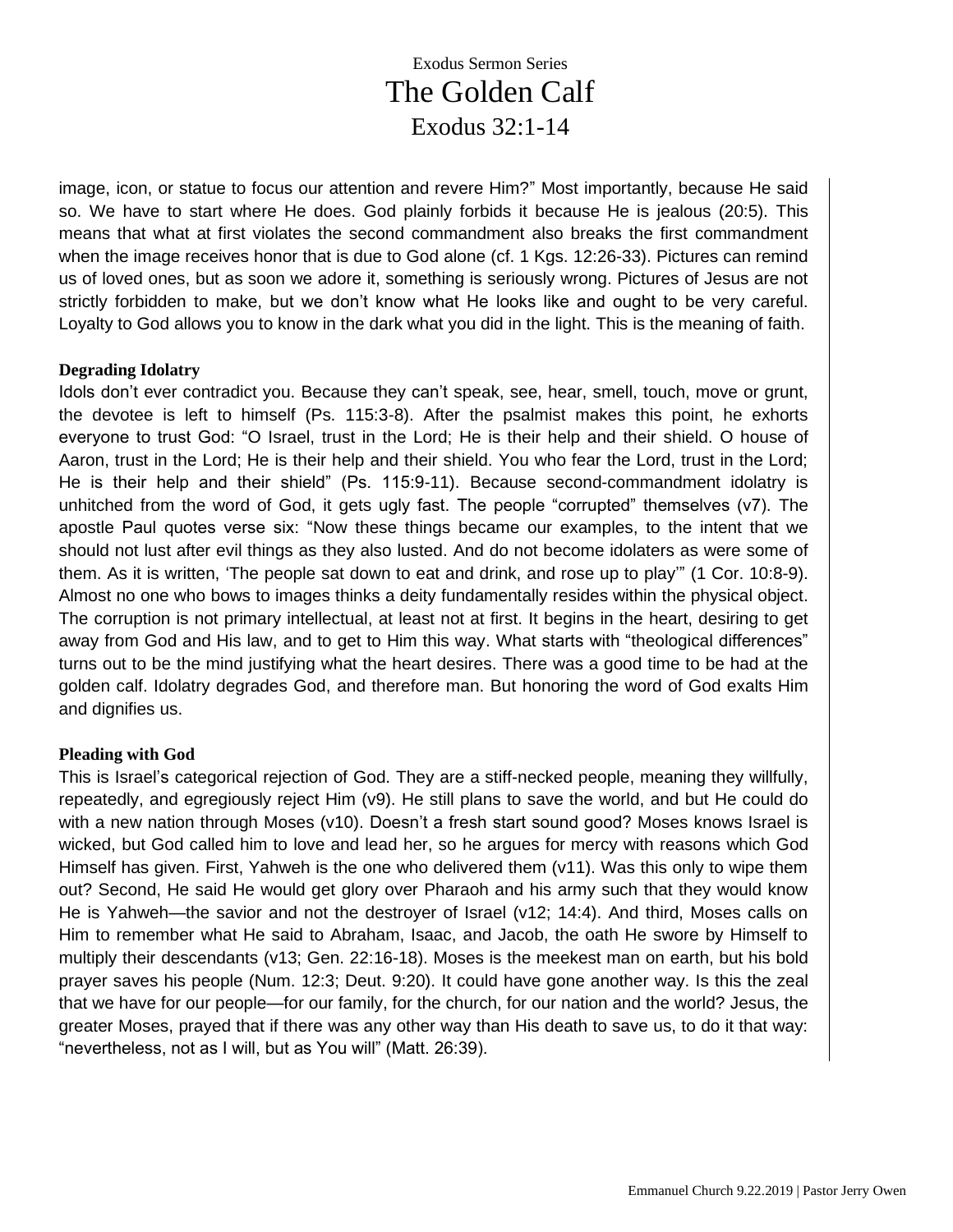image, icon, or statue to focus our attention and revere Him?" Most importantly, because He said so. We have to start where He does. God plainly forbids it because He is jealous (20:5). This means that what at first violates the second commandment also breaks the first commandment when the image receives honor that is due to God alone (cf. 1 Kgs. 12:26-33). Pictures can remind us of loved ones, but as soon we adore it, something is seriously wrong. Pictures of Jesus are not strictly forbidden to make, but we don't know what He looks like and ought to be very careful. Loyalty to God allows you to know in the dark what you did in the light. This is the meaning of faith.

**Degrading Idolatry**

Idols don't ever contradict you. Because they can't speak, see, hear, smell, touch, move or grunt, the devotee is left to himself (Ps. 115:3-8). After the psalmist makes this point, he exhorts everyone to trust God: "O Israel, trust in the Lord; He is their help and their shield. O house of Aaron, trust in the Lord; He is their help and their shield. You who fear the Lord, trust in the Lord; He is their help and their shield" (Ps. 115:9-11). Because second-commandment idolatry is unhitched from the word of God, it gets ugly fast. The people "corrupted" themselves (v7). The apostle Paul quotes verse six: "Now these things became our examples, to the intent that we should not lust after evil things as they also lusted. And do not become idolaters as were some of them. As it is written, 'The people sat down to eat and drink, and rose up to play'" (1 Cor. 10:8-9). Almost no one who bows to images thinks a deity fundamentally resides within the physical object. The corruption is not primary intellectual, at least not at first. It begins in the heart, desiring to get away from God and His law, and to get to Him this way. What starts with "theological differences" turns out to be the mind justifying what the heart desires. There was a good time to be had at the golden calf. Idolatry degrades God, and therefore man. But honoring the word of God exalts Him and dignifies us.

**Pleading with God**

This is Israel's categorical rejection of God. They are a stiff-necked people, meaning they willfully, repeatedly, and egregiously reject Him (v9). He still plans to save the world, and but He could do with a new nation through Moses (v10). Doesn't a fresh start sound good? Moses knows Israel is wicked, but God called him to love and lead her, so he argues for mercy with reasons which God Himself has given. First, Yahweh is the one who delivered them (v11). Was this only to wipe them out? Second, He said He would get glory over Pharaoh and his army such that they would know He is Yahweh—the savior and not the destroyer of Israel (v12; 14:4). And third, Moses calls on Him to remember what He said to Abraham, Isaac, and Jacob, the oath He swore by Himself to multiply their descendants (v13; Gen. 22:16-18). Moses is the meekest man on earth, but his bold prayer saves his people (Num. 12:3; Deut. 9:20). It could have gone another way. Is this the zeal that we have for our people—for our family, for the church, for our nation and the world? Jesus, the greater Moses, prayed that if there was any other way than His death to save us, to do it that way: "nevertheless, not as I will, but as You will" (Matt. 26:39).